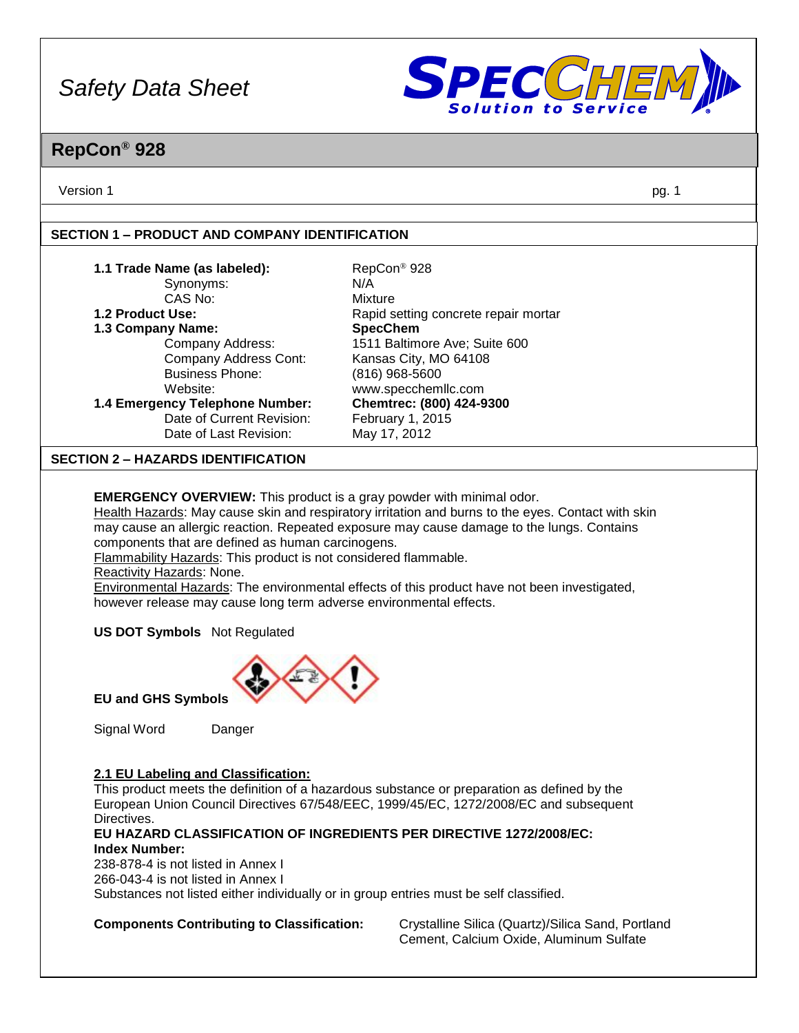# Safety Data Sheet

## RepCon® 928

Version 1

## SECTION 1 – PRODUCT AND COMPANY IDENTIFICATION

| | |
|---|---|
| **1.1 Trade Name (as labeled):** | RepCon® 928 |
| Synonyms: | N/A |
| CAS No: | Mixture |
| **1.2 Product Use:** | Rapid setting concrete repair mortar |
| **1.3 Company Name:** | **SpecChem** |
| Company Address: | 1511 Baltimore Ave; Suite 600 |
| Company Address Cont: | Kansas City, MO 64108 |
| Business Phone: | (816) 968-5600 |
| Website: | www.specchemllc.com |
| **1.4 Emergency Telephone Number:** | **Chemtrec: (800) 424-9300** |
| Date of Current Revision: | February 1, 2015 |
| Date of Last Revision: | May 17, 2012 |

## SECTION 2 – HAZARDS IDENTIFICATION

**EMERGENCY OVERVIEW:** This product is a gray powder with minimal odor.
Health Hazards: May cause skin and respiratory irritation and burns to the eyes. Contact with skin may cause an allergic reaction. Repeated exposure may cause damage to the lungs. Contains components that are defined as human carcinogens.
Flammability Hazards: This product is not considered flammable.
Reactivity Hazards: None.
Environmental Hazards: The environmental effects of this product have not been investigated, however release may cause long term adverse environmental effects.

**US DOT Symbols** Not Regulated

**EU and GHS Symbols**

Signal Word Danger

**2.1 EU Labeling and Classification:**
This product meets the definition of a hazardous substance or preparation as defined by the European Union Council Directives 67/548/EEC, 1999/45/EC, 1272/2008/EC and subsequent Directives.
**EU HAZARD CLASSIFICATION OF INGREDIENTS PER DIRECTIVE 1272/2008/EC:**
**Index Number:**
238-878-4 is not listed in Annex I
266-043-4 is not listed in Annex I
Substances not listed either individually or in group entries must be self classified.

**Components Contributing to Classification:** Crystalline Silica (Quartz)/Silica Sand, Portland Cement, Calcium Oxide, Aluminum Sulfate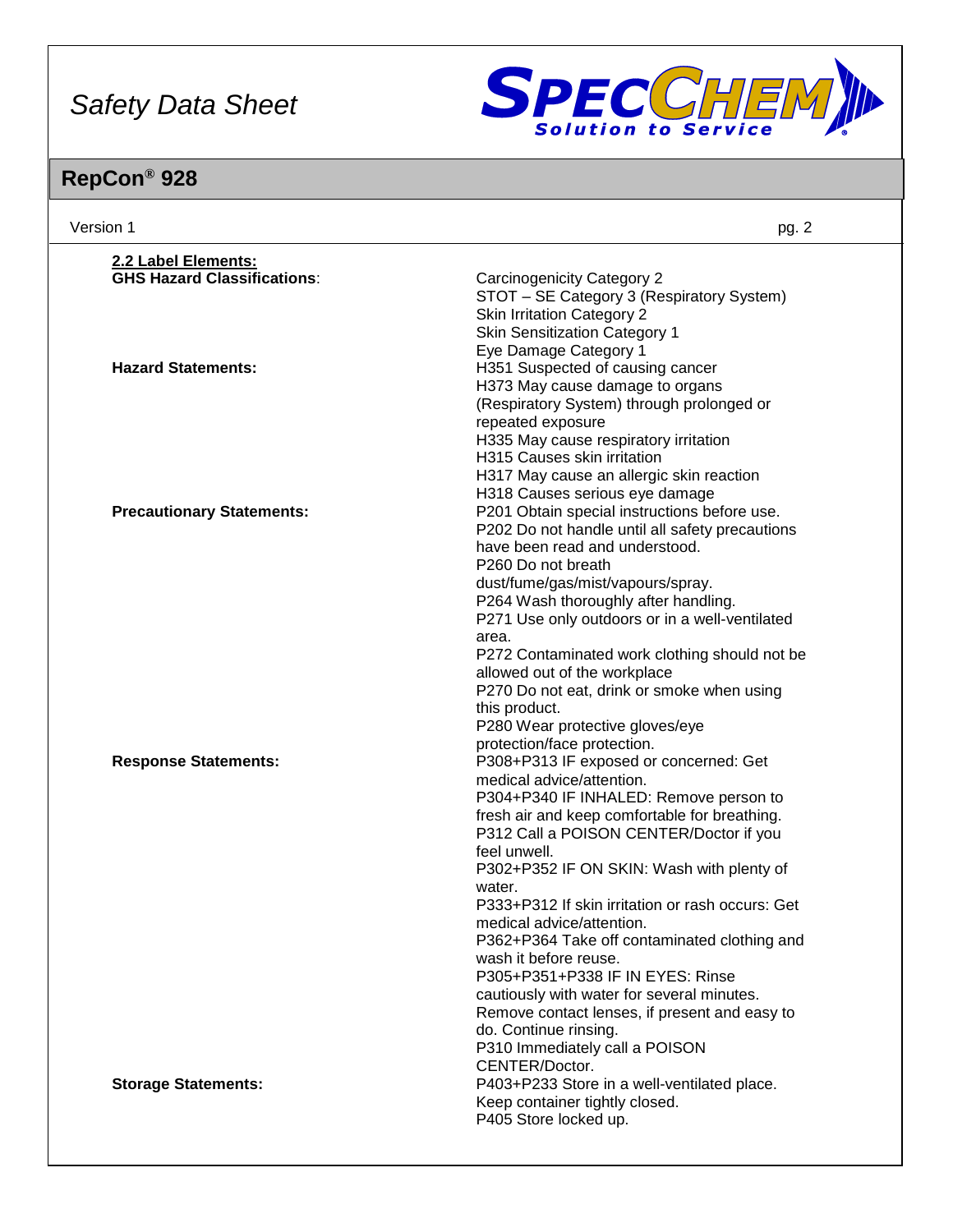### 2.2 Label Elements:

**GHS Hazard Classifications**:

Carcinogenicity Category 2
STOT – SE Category 3 (Respiratory System)
Skin Irritation Category 2
Skin Sensitization Category 1
Eye Damage Category 1

**Hazard Statements:**

H351 Suspected of causing cancer
H373 May cause damage to organs (Respiratory System) through prolonged or repeated exposure
H335 May cause respiratory irritation
H315 Causes skin irritation
H317 May cause an allergic skin reaction
H318 Causes serious eye damage

**Precautionary Statements:**

P201 Obtain special instructions before use.
P202 Do not handle until all safety precautions have been read and understood.
P260 Do not breath dust/fume/gas/mist/vapours/spray.
P264 Wash thoroughly after handling.
P271 Use only outdoors or in a well-ventilated area.
P272 Contaminated work clothing should not be allowed out of the workplace
P270 Do not eat, drink or smoke when using this product.
P280 Wear protective gloves/eye protection/face protection.

**Response Statements:**

P308+P313 IF exposed or concerned: Get medical advice/attention.
P304+P340 IF INHALED: Remove person to fresh air and keep comfortable for breathing.
P312 Call a POISON CENTER/Doctor if you feel unwell.
P302+P352 IF ON SKIN: Wash with plenty of water.
P333+P312 If skin irritation or rash occurs: Get medical advice/attention.
P362+P364 Take off contaminated clothing and wash it before reuse.
P305+P351+P338 IF IN EYES: Rinse cautiously with water for several minutes. Remove contact lenses, if present and easy to do. Continue rinsing.
P310 Immediately call a POISON CENTER/Doctor.

**Storage Statements:**

P403+P233 Store in a well-ventilated place. Keep container tightly closed.
P405 Store locked up.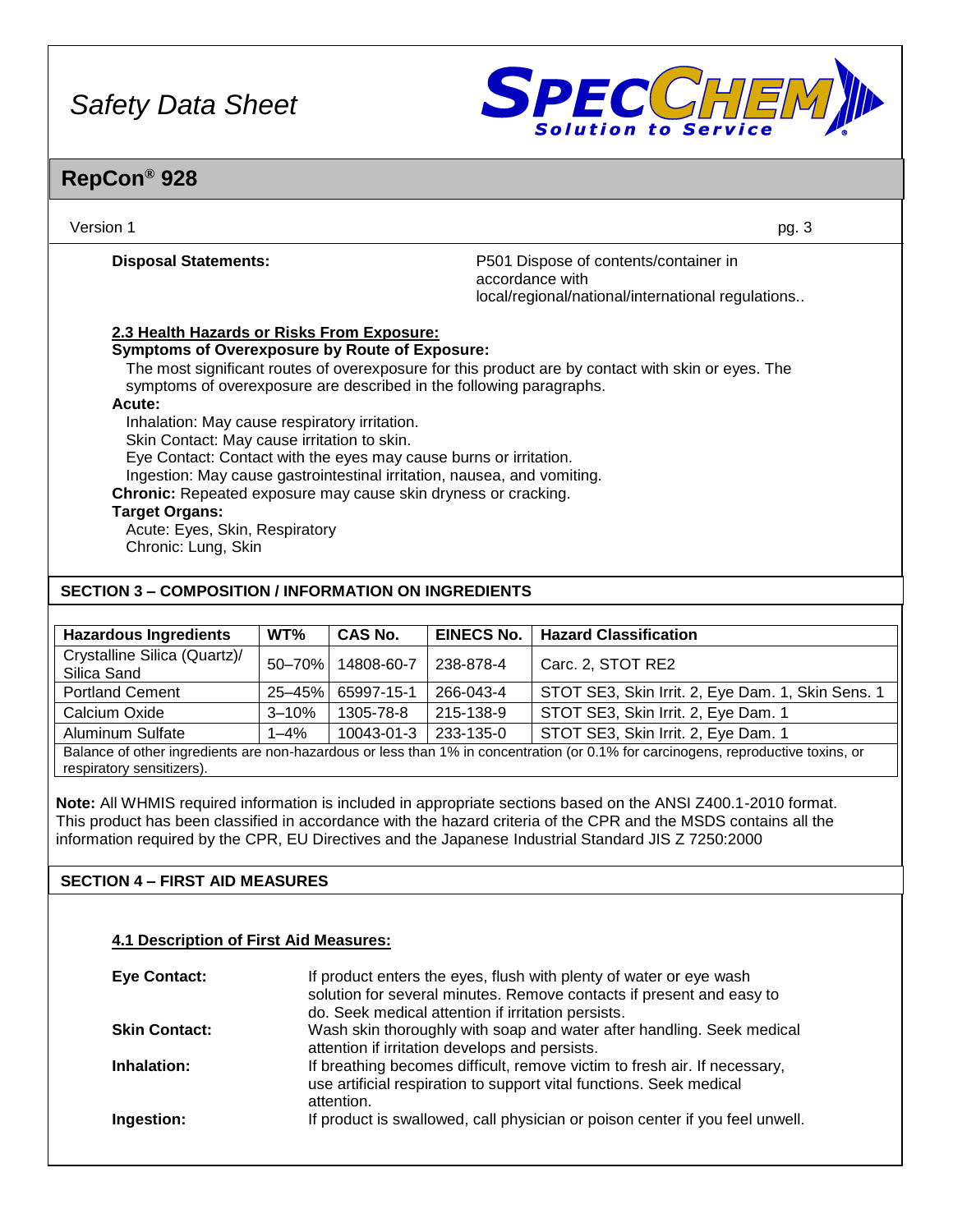**Disposal Statements:** P501 Dispose of contents/container in accordance with local/regional/national/international regulations..

**2.3 Health Hazards or Risks From Exposure:**

**Symptoms of Overexposure by Route of Exposure:**

The most significant routes of overexposure for this product are by contact with skin or eyes. The symptoms of overexposure are described in the following paragraphs.

**Acute:**

Inhalation: May cause respiratory irritation.
Skin Contact: May cause irritation to skin.
Eye Contact: Contact with the eyes may cause burns or irritation.
Ingestion: May cause gastrointestinal irritation, nausea, and vomiting.

**Chronic:** Repeated exposure may cause skin dryness or cracking.

**Target Organs:**

Acute: Eyes, Skin, Respiratory
Chronic: Lung, Skin

## SECTION 3 – COMPOSITION / INFORMATION ON INGREDIENTS

| Hazardous Ingredients | WT% | CAS No. | EINECS No. | Hazard Classification |
|---|---|---|---|---|
| Crystalline Silica (Quartz)/ Silica Sand | 50–70% | 14808-60-7 | 238-878-4 | Carc. 2, STOT RE2 |
| Portland Cement | 25–45% | 65997-15-1 | 266-043-4 | STOT SE3, Skin Irrit. 2, Eye Dam. 1, Skin Sens. 1 |
| Calcium Oxide | 3–10% | 1305-78-8 | 215-138-9 | STOT SE3, Skin Irrit. 2, Eye Dam. 1 |
| Aluminum Sulfate | 1–4% | 10043-01-3 | 233-135-0 | STOT SE3, Skin Irrit. 2, Eye Dam. 1 |
| Balance of other ingredients are non-hazardous or less than 1% in concentration (or 0.1% for carcinogens, reproductive toxins, or respiratory sensitizers). | | | | |

**Note:** All WHMIS required information is included in appropriate sections based on the ANSI Z400.1-2010 format. This product has been classified in accordance with the hazard criteria of the CPR and the MSDS contains all the information required by the CPR, EU Directives and the Japanese Industrial Standard JIS Z 7250:2000

## SECTION 4 – FIRST AID MEASURES

**4.1 Description of First Aid Measures:**

**Eye Contact:** If product enters the eyes, flush with plenty of water or eye wash solution for several minutes. Remove contacts if present and easy to do. Seek medical attention if irritation persists.

**Skin Contact:** Wash skin thoroughly with soap and water after handling. Seek medical attention if irritation develops and persists.

**Inhalation:** If breathing becomes difficult, remove victim to fresh air. If necessary, use artificial respiration to support vital functions. Seek medical attention.

**Ingestion:** If product is swallowed, call physician or poison center if you feel unwell.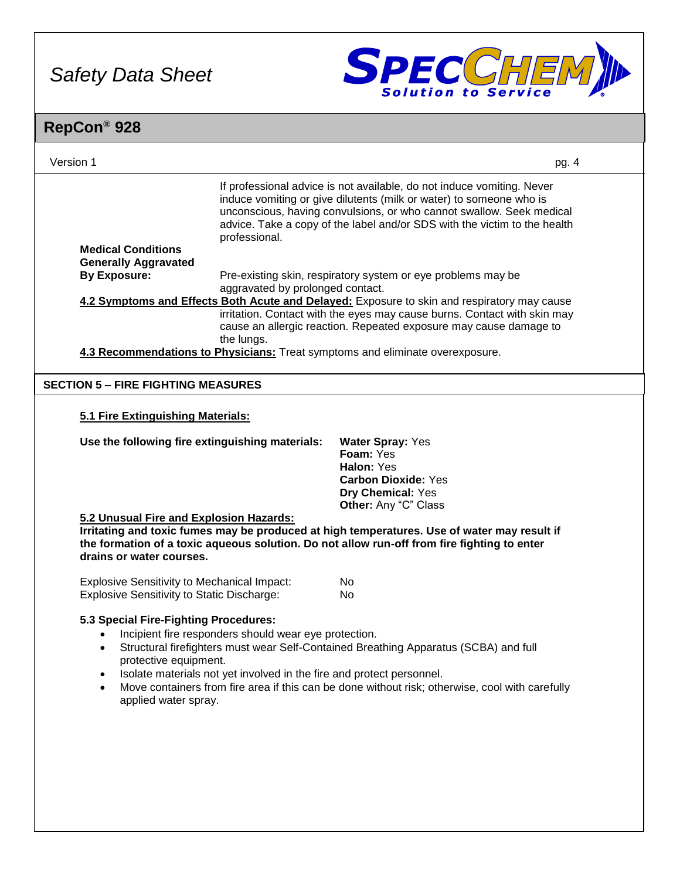If professional advice is not available, do not induce vomiting. Never induce vomiting or give dilutents (milk or water) to someone who is unconscious, having convulsions, or who cannot swallow. Seek medical advice. Take a copy of the label and/or SDS with the victim to the health professional.

**Medical Conditions Generally Aggravated By Exposure:** Pre-existing skin, respiratory system or eye problems may be aggravated by prolonged contact.

**4.2 Symptoms and Effects Both Acute and Delayed:** Exposure to skin and respiratory may cause irritation. Contact with the eyes may cause burns. Contact with skin may cause an allergic reaction. Repeated exposure may cause damage to the lungs.

**4.3 Recommendations to Physicians:** Treat symptoms and eliminate overexposure.

## SECTION 5 – FIRE FIGHTING MEASURES

**5.1 Fire Extinguishing Materials:**

**Use the following fire extinguishing materials:**

**Water Spray:** Yes
**Foam:** Yes
**Halon:** Yes
**Carbon Dioxide:** Yes
**Dry Chemical:** Yes
**Other:** Any "C" Class

**5.2 Unusual Fire and Explosion Hazards:**

**Irritating and toxic fumes may be produced at high temperatures. Use of water may result if the formation of a toxic aqueous solution. Do not allow run-off from fire fighting to enter drains or water courses.**

Explosive Sensitivity to Mechanical Impact: No
Explosive Sensitivity to Static Discharge: No

**5.3 Special Fire-Fighting Procedures:**

- Incipient fire responders should wear eye protection.
- Structural firefighters must wear Self-Contained Breathing Apparatus (SCBA) and full protective equipment.
- Isolate materials not yet involved in the fire and protect personnel.
- Move containers from fire area if this can be done without risk; otherwise, cool with carefully applied water spray.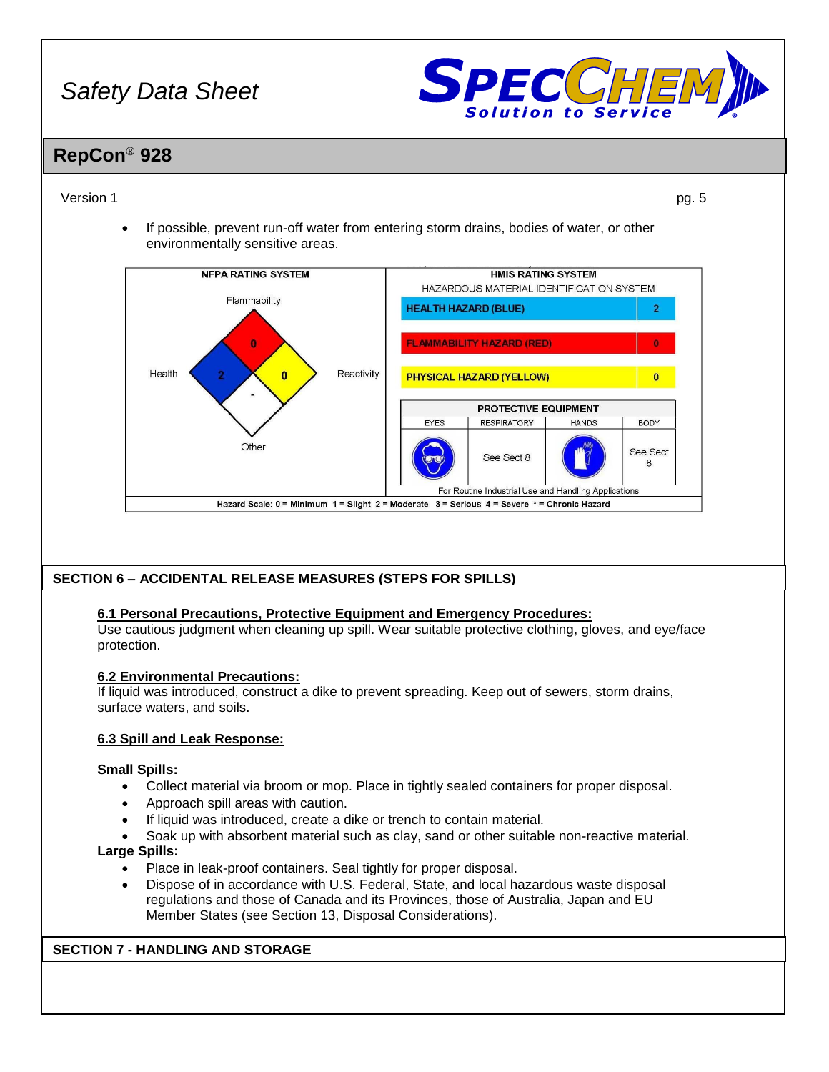- If possible, prevent run-off water from entering storm drains, bodies of water, or other environmentally sensitive areas.

**NFPA RATING SYSTEM**

| Category | Rating |
| --- | --- |
| Flammability | 0 |
| Health | 2 |
| Reactivity | 0 |
| Other | - |

**HMIS RATING SYSTEM**

HAZARDOUS MATERIAL IDENTIFICATION SYSTEM

| Hazard | Rating |
| --- | --- |
| HEALTH HAZARD (BLUE) | 2 |
| FLAMMABILITY HAZARD (RED) | 0 |
| PHYSICAL HAZARD (YELLOW) | 0 |

| PROTECTIVE EQUIPMENT | | | |
| --- | --- | --- | --- |
| EYES | RESPIRATORY | HANDS | BODY |
| | See Sect 8 | | See Sect 8 |

For Routine Industrial Use and Handling Applications

Hazard Scale: 0 = Minimum 1 = Slight 2 = Moderate 3 = Serious 4 = Severe * = Chronic Hazard

## SECTION 6 – ACCIDENTAL RELEASE MEASURES (STEPS FOR SPILLS)

### 6.1 Personal Precautions, Protective Equipment and Emergency Procedures:

Use cautious judgment when cleaning up spill. Wear suitable protective clothing, gloves, and eye/face protection.

### 6.2 Environmental Precautions:

If liquid was introduced, construct a dike to prevent spreading. Keep out of sewers, storm drains, surface waters, and soils.

### 6.3 Spill and Leak Response:

**Small Spills:**

- Collect material via broom or mop. Place in tightly sealed containers for proper disposal.
- Approach spill areas with caution.
- If liquid was introduced, create a dike or trench to contain material.
- Soak up with absorbent material such as clay, sand or other suitable non-reactive material.

**Large Spills:**

- Place in leak-proof containers. Seal tightly for proper disposal.
- Dispose of in accordance with U.S. Federal, State, and local hazardous waste disposal regulations and those of Canada and its Provinces, those of Australia, Japan and EU Member States (see Section 13, Disposal Considerations).

## SECTION 7 - HANDLING AND STORAGE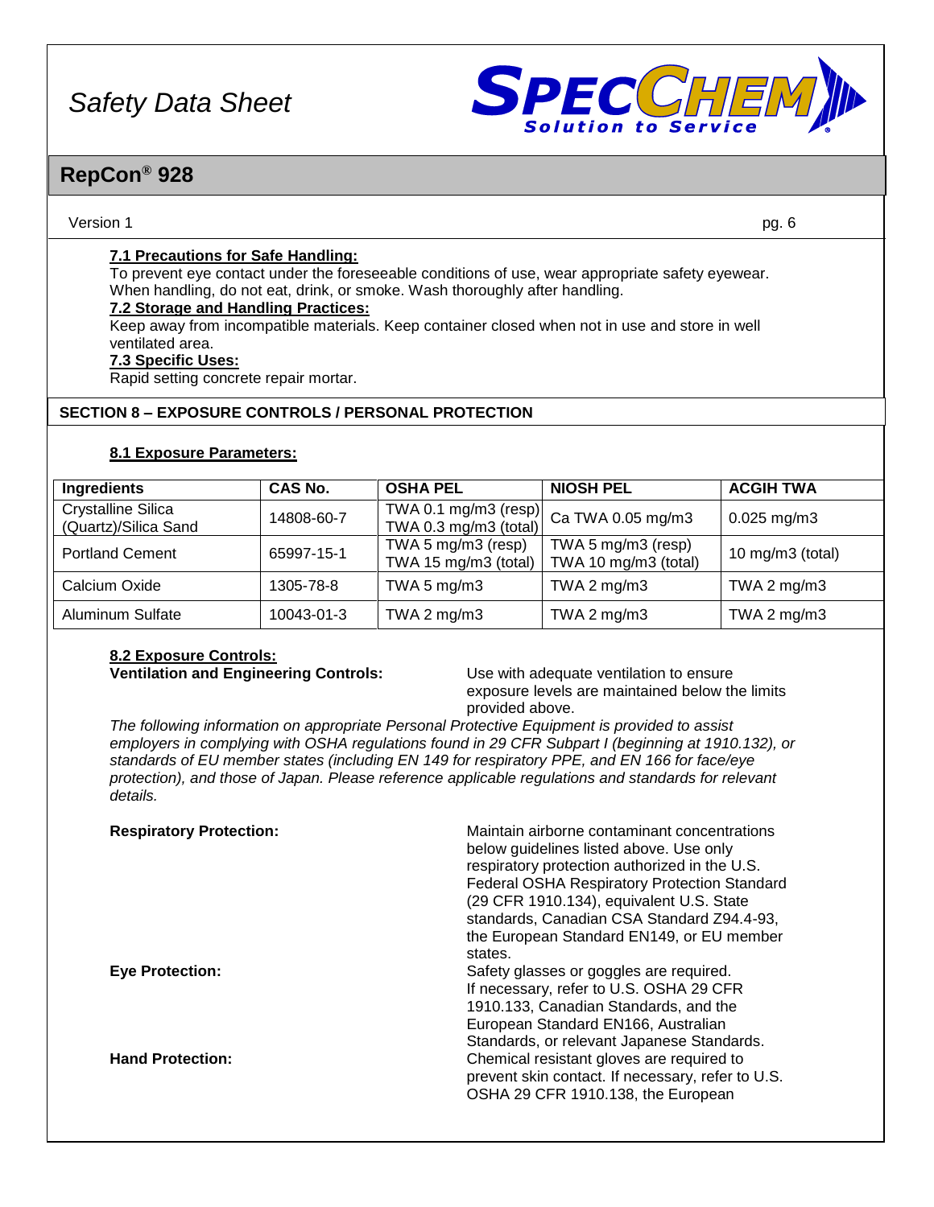**7.1 Precautions for Safe Handling:**
To prevent eye contact under the foreseeable conditions of use, wear appropriate safety eyewear. When handling, do not eat, drink, or smoke. Wash thoroughly after handling.

**7.2 Storage and Handling Practices:**
Keep away from incompatible materials. Keep container closed when not in use and store in well ventilated area.

**7.3 Specific Uses:**
Rapid setting concrete repair mortar.

## SECTION 8 – EXPOSURE CONTROLS / PERSONAL PROTECTION

**8.1 Exposure Parameters:**

| Ingredients | CAS No. | OSHA PEL | NIOSH PEL | ACGIH TWA |
|---|---|---|---|---|
| Crystalline Silica (Quartz)/Silica Sand | 14808-60-7 | TWA 0.1 mg/m3 (resp) TWA 0.3 mg/m3 (total) | Ca TWA 0.05 mg/m3 | 0.025 mg/m3 |
| Portland Cement | 65997-15-1 | TWA 5 mg/m3 (resp) TWA 15 mg/m3 (total) | TWA 5 mg/m3 (resp) TWA 10 mg/m3 (total) | 10 mg/m3 (total) |
| Calcium Oxide | 1305-78-8 | TWA 5 mg/m3 | TWA 2 mg/m3 | TWA 2 mg/m3 |
| Aluminum Sulfate | 10043-01-3 | TWA 2 mg/m3 | TWA 2 mg/m3 | TWA 2 mg/m3 |

**8.2 Exposure Controls:**

**Ventilation and Engineering Controls:** Use with adequate ventilation to ensure exposure levels are maintained below the limits provided above.

*The following information on appropriate Personal Protective Equipment is provided to assist employers in complying with OSHA regulations found in 29 CFR Subpart I (beginning at 1910.132), or standards of EU member states (including EN 149 for respiratory PPE, and EN 166 for face/eye protection), and those of Japan. Please reference applicable regulations and standards for relevant details.*

**Respiratory Protection:** Maintain airborne contaminant concentrations below guidelines listed above. Use only respiratory protection authorized in the U.S. Federal OSHA Respiratory Protection Standard (29 CFR 1910.134), equivalent U.S. State standards, Canadian CSA Standard Z94.4-93, the European Standard EN149, or EU member states.

**Eye Protection:** Safety glasses or goggles are required. If necessary, refer to U.S. OSHA 29 CFR 1910.133, Canadian Standards, and the European Standard EN166, Australian Standards, or relevant Japanese Standards.

**Hand Protection:** Chemical resistant gloves are required to prevent skin contact. If necessary, refer to U.S. OSHA 29 CFR 1910.138, the European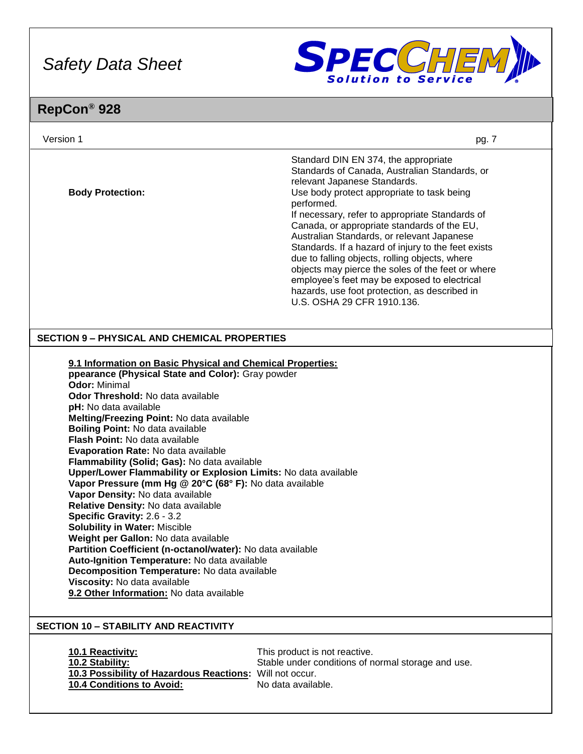| | |
|---|---|
| | Standard DIN EN 374, the appropriate Standards of Canada, Australian Standards, or relevant Japanese Standards. |
| **Body Protection:** | Use body protect appropriate to task being performed. If necessary, refer to appropriate Standards of Canada, or appropriate standards of the EU, Australian Standards, or relevant Japanese Standards. If a hazard of injury to the feet exists due to falling objects, rolling objects, where objects may pierce the soles of the feet or where employee's feet may be exposed to electrical hazards, use foot protection, as described in U.S. OSHA 29 CFR 1910.136. |

## SECTION 9 – PHYSICAL AND CHEMICAL PROPERTIES

**9.1 Information on Basic Physical and Chemical Properties:**
**ppearance (Physical State and Color):** Gray powder
**Odor:** Minimal
**Odor Threshold:** No data available
**pH:** No data available
**Melting/Freezing Point:** No data available
**Boiling Point:** No data available
**Flash Point:** No data available
**Evaporation Rate:** No data available
**Flammability (Solid; Gas):** No data available
**Upper/Lower Flammability or Explosion Limits:** No data available
**Vapor Pressure (mm Hg @ 20°C (68° F):** No data available
**Vapor Density:** No data available
**Relative Density:** No data available
**Specific Gravity:** 2.6 - 3.2
**Solubility in Water:** Miscible
**Weight per Gallon:** No data available
**Partition Coefficient (n-octanol/water):** No data available
**Auto-Ignition Temperature:** No data available
**Decomposition Temperature:** No data available
**Viscosity:** No data available
**9.2 Other Information:** No data available

## SECTION 10 – STABILITY AND REACTIVITY

| | |
|---|---|
| **10.1 Reactivity:** | This product is not reactive. |
| **10.2 Stability:** | Stable under conditions of normal storage and use. |
| **10.3 Possibility of Hazardous Reactions:** | Will not occur. |
| **10.4 Conditions to Avoid:** | No data available. |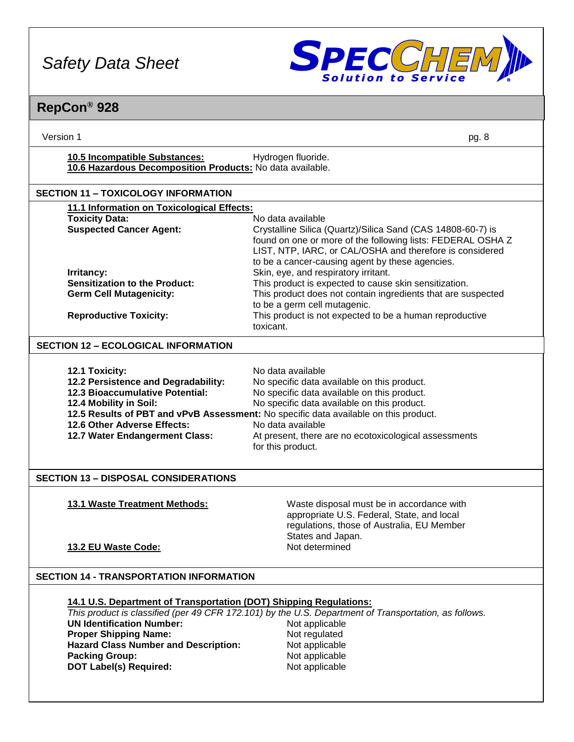**10.5 Incompatible Substances:** Hydrogen fluoride.
**10.6 Hazardous Decomposition Products:** No data available.

## SECTION 11 – TOXICOLOGY INFORMATION

**11.1 Information on Toxicological Effects:**

**Toxicity Data:** No data available

**Suspected Cancer Agent:** Crystalline Silica (Quartz)/Silica Sand (CAS 14808-60-7) is found on one or more of the following lists: FEDERAL OSHA Z LIST, NTP, IARC, or CAL/OSHA and therefore is considered to be a cancer-causing agent by these agencies.

**Irritancy:** Skin, eye, and respiratory irritant.

**Sensitization to the Product:** This product is expected to cause skin sensitization.

**Germ Cell Mutagenicity:** This product does not contain ingredients that are suspected to be a germ cell mutagenic.

**Reproductive Toxicity:** This product is not expected to be a human reproductive toxicant.

## SECTION 12 – ECOLOGICAL INFORMATION

**12.1 Toxicity:** No data available

**12.2 Persistence and Degradability:** No specific data available on this product.

**12.3 Bioaccumulative Potential:** No specific data available on this product.

**12.4 Mobility in Soil:** No specific data available on this product.

**12.5 Results of PBT and vPvB Assessment:** No specific data available on this product.

**12.6 Other Adverse Effects:** No data available

**12.7 Water Endangerment Class:** At present, there are no ecotoxicological assessments for this product.

## SECTION 13 – DISPOSAL CONSIDERATIONS

**13.1 Waste Treatment Methods:** Waste disposal must be in accordance with appropriate U.S. Federal, State, and local regulations, those of Australia, EU Member States and Japan.

**13.2 EU Waste Code:** Not determined

## SECTION 14 - TRANSPORTATION INFORMATION

**14.1 U.S. Department of Transportation (DOT) Shipping Regulations:**

*This product is classified (per 49 CFR 172.101) by the U.S. Department of Transportation, as follows.*

**UN Identification Number:** Not applicable

**Proper Shipping Name:** Not regulated

**Hazard Class Number and Description:** Not applicable

**Packing Group:** Not applicable

**DOT Label(s) Required:** Not applicable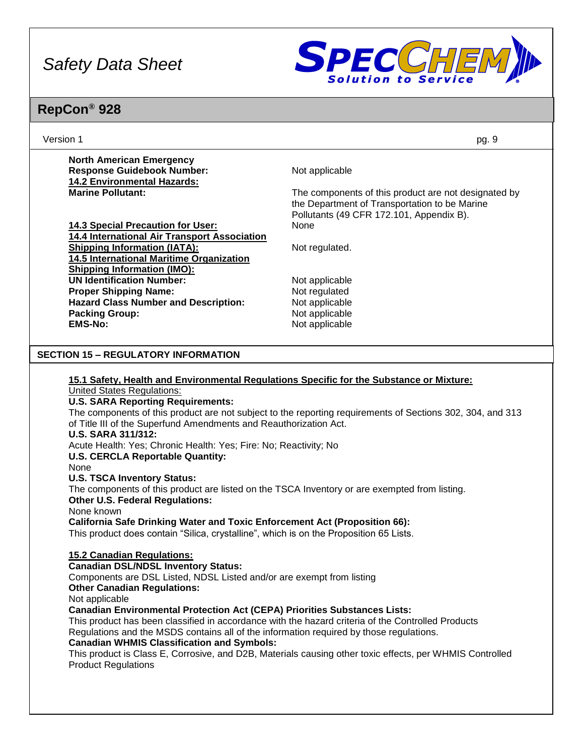| | |
|---|---|
| **North American Emergency Response Guidebook Number:** | Not applicable |
| **14.2 Environmental Hazards:** | |
| **Marine Pollutant:** | The components of this product are not designated by the Department of Transportation to be Marine Pollutants (49 CFR 172.101, Appendix B). |
| **14.3 Special Precaution for User:** | None |
| **14.4 International Air Transport Association Shipping Information (IATA):** | Not regulated. |
| **14.5 International Maritime Organization Shipping Information (IMO):** | |
| **UN Identification Number:** | Not applicable |
| **Proper Shipping Name:** | Not regulated |
| **Hazard Class Number and Description:** | Not applicable |
| **Packing Group:** | Not applicable |
| **EMS-No:** | Not applicable |

## SECTION 15 – REGULATORY INFORMATION

**15.1 Safety, Health and Environmental Regulations Specific for the Substance or Mixture:**

United States Regulations:

**U.S. SARA Reporting Requirements:**

The components of this product are not subject to the reporting requirements of Sections 302, 304, and 313 of Title III of the Superfund Amendments and Reauthorization Act.

**U.S. SARA 311/312:**

Acute Health: Yes; Chronic Health: Yes; Fire: No; Reactivity; No

**U.S. CERCLA Reportable Quantity:**

None

**U.S. TSCA Inventory Status:**

The components of this product are listed on the TSCA Inventory or are exempted from listing.

**Other U.S. Federal Regulations:**

None known

**California Safe Drinking Water and Toxic Enforcement Act (Proposition 66):**

This product does contain "Silica, crystalline", which is on the Proposition 65 Lists.

**15.2 Canadian Regulations:**

**Canadian DSL/NDSL Inventory Status:**

Components are DSL Listed, NDSL Listed and/or are exempt from listing

**Other Canadian Regulations:**

Not applicable

**Canadian Environmental Protection Act (CEPA) Priorities Substances Lists:**

This product has been classified in accordance with the hazard criteria of the Controlled Products Regulations and the MSDS contains all of the information required by those regulations.

**Canadian WHMIS Classification and Symbols:**

This product is Class E, Corrosive, and D2B, Materials causing other toxic effects, per WHMIS Controlled Product Regulations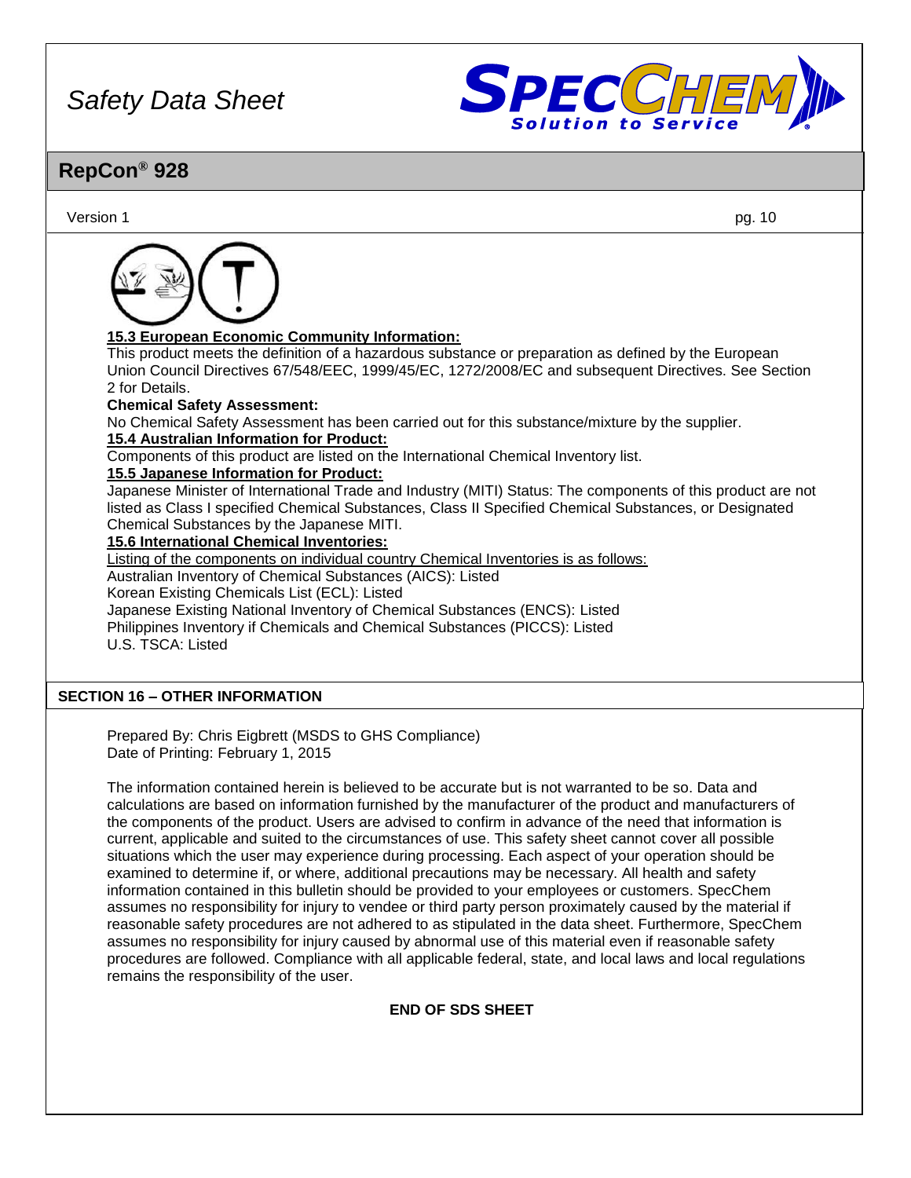## 15.3 European Economic Community Information:

This product meets the definition of a hazardous substance or preparation as defined by the European Union Council Directives 67/548/EEC, 1999/45/EC, 1272/2008/EC and subsequent Directives. See Section 2 for Details.

**Chemical Safety Assessment:**

No Chemical Safety Assessment has been carried out for this substance/mixture by the supplier.

## 15.4 Australian Information for Product:

Components of this product are listed on the International Chemical Inventory list.

## 15.5 Japanese Information for Product:

Japanese Minister of International Trade and Industry (MITI) Status: The components of this product are not listed as Class I specified Chemical Substances, Class II Specified Chemical Substances, or Designated Chemical Substances by the Japanese MITI.

## 15.6 International Chemical Inventories:

Listing of the components on individual country Chemical Inventories is as follows:

Australian Inventory of Chemical Substances (AICS): Listed
Korean Existing Chemicals List (ECL): Listed
Japanese Existing National Inventory of Chemical Substances (ENCS): Listed
Philippines Inventory if Chemicals and Chemical Substances (PICCS): Listed
U.S. TSCA: Listed

## SECTION 16 – OTHER INFORMATION

Prepared By: Chris Eigbrett (MSDS to GHS Compliance)
Date of Printing: February 1, 2015

The information contained herein is believed to be accurate but is not warranted to be so. Data and calculations are based on information furnished by the manufacturer of the product and manufacturers of the components of the product. Users are advised to confirm in advance of the need that information is current, applicable and suited to the circumstances of use. This safety sheet cannot cover all possible situations which the user may experience during processing. Each aspect of your operation should be examined to determine if, or where, additional precautions may be necessary. All health and safety information contained in this bulletin should be provided to your employees or customers. SpecChem assumes no responsibility for injury to vendee or third party person proximately caused by the material if reasonable safety procedures are not adhered to as stipulated in the data sheet. Furthermore, SpecChem assumes no responsibility for injury caused by abnormal use of this material even if reasonable safety procedures are followed. Compliance with all applicable federal, state, and local laws and local regulations remains the responsibility of the user.

**END OF SDS SHEET**